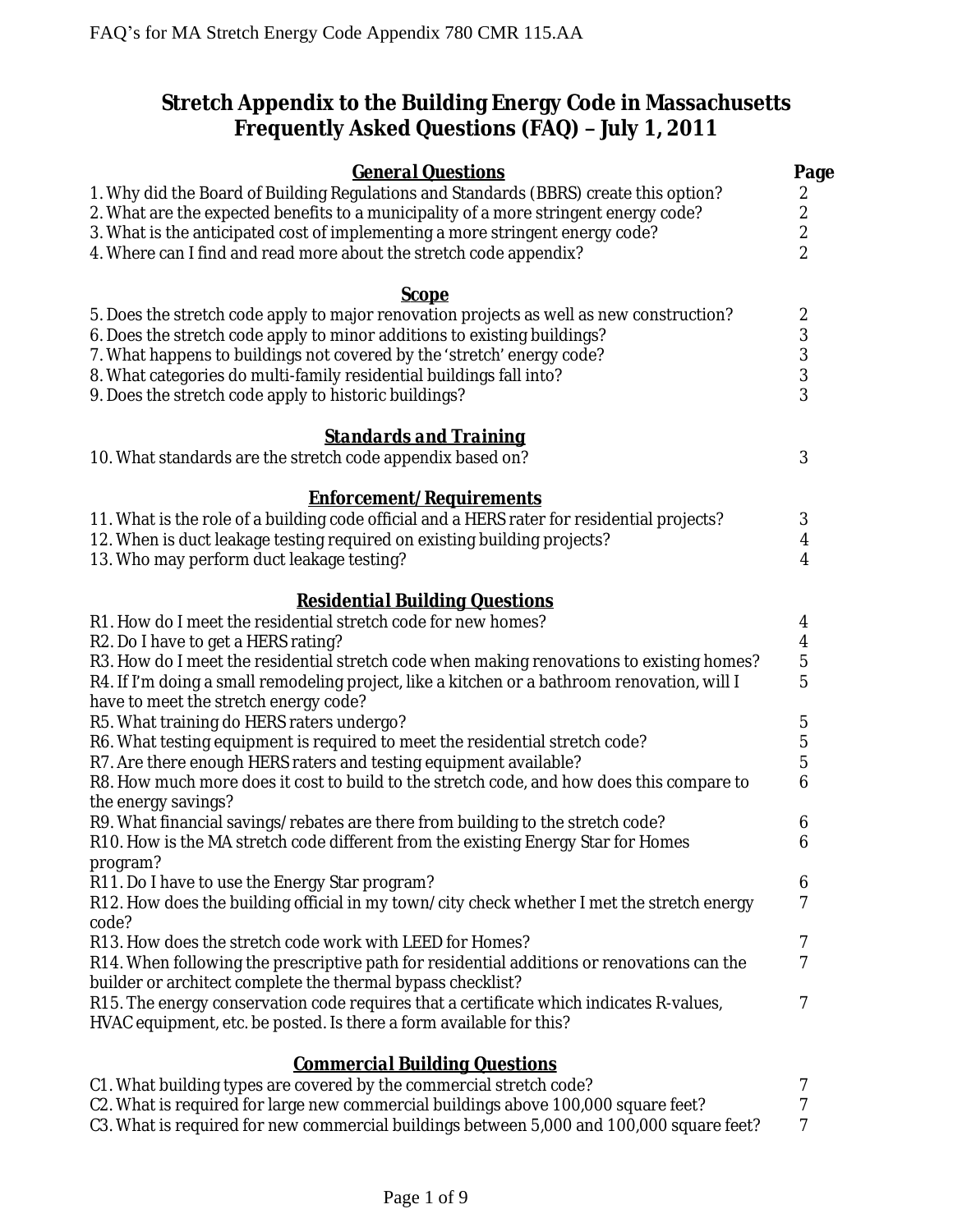# Stretch Appendix to the Building Energy Code in Massachusetts
## Frequently Asked Questions (FAQ) – July 1, 2011

| ***General Questions*** | **Page** |
|---|---|
| 1. Why did the Board of Building Regulations and Standards (BBRS) create this option? | 2 |
| 2. What are the expected benefits to a municipality of a more stringent energy code? | 2 |
| 3. What is the anticipated cost of implementing a more stringent energy code? | 2 |
| 4. Where can I find and read more about the stretch code appendix? | 2 |
| **Scope** | |
| 5. Does the stretch code apply to major renovation projects as well as new construction? | 2 |
| 6. Does the stretch code apply to minor additions to existing buildings? | 3 |
| 7. What happens to buildings not covered by the 'stretch' energy code? | 3 |
| 8. What categories do multi-family residential buildings fall into? | 3 |
| 9. Does the stretch code apply to historic buildings? | 3 |
| ***Standards and Training*** | |
| 10. What standards are the stretch code appendix based on? | 3 |
| **Enforcement/Requirements** | |
| 11. What is the role of a building code official and a HERS rater for residential projects? | 3 |
| 12. When is duct leakage testing required on existing building projects? | 4 |
| 13. Who may perform duct leakage testing? | 4 |
| ***Residential Building Questions*** | |
| R1. How do I meet the residential stretch code for new homes? | 4 |
| R2. Do I have to get a HERS rating? | 4 |
| R3. How do I meet the residential stretch code when making renovations to existing homes? | 5 |
| R4. If I'm doing a small remodeling project, like a kitchen or a bathroom renovation, will I have to meet the stretch energy code? | 5 |
| R5. What training do HERS raters undergo? | 5 |
| R6. What testing equipment is required to meet the residential stretch code? | 5 |
| R7. Are there enough HERS raters and testing equipment available? | 5 |
| R8. How much more does it cost to build to the stretch code, and how does this compare to the energy savings? | 6 |
| R9. What financial savings/rebates are there from building to the stretch code? | 6 |
| R10. How is the MA stretch code different from the existing Energy Star for Homes program? | 6 |
| R11. Do I have to use the Energy Star program? | 6 |
| R12. How does the building official in my town/city check whether I met the stretch energy code? | 7 |
| R13. How does the stretch code work with LEED for Homes? | 7 |
| R14. When following the prescriptive path for residential additions or renovations can the builder or architect complete the thermal bypass checklist? | 7 |
| R15. The energy conservation code requires that a certificate which indicates R-values, HVAC equipment, etc. be posted. Is there a form available for this? | 7 |
| ***Commercial Building Questions*** | |
| C1. What building types are covered by the commercial stretch code? | 7 |
| C2. What is required for large new commercial buildings above 100,000 square feet? | 7 |
| C3. What is required for new commercial buildings between 5,000 and 100,000 square feet? | 7 |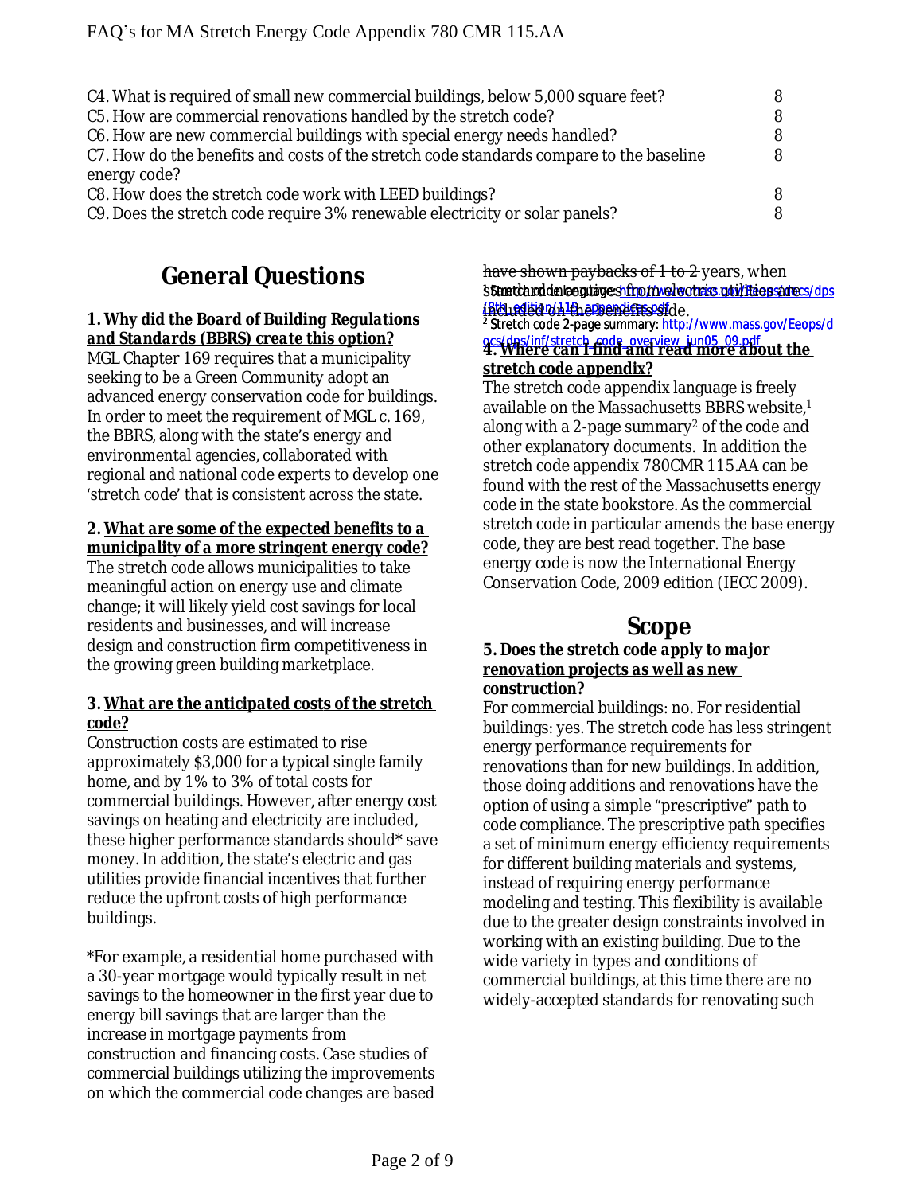| | |
|---|---|
| C4. What is required of small new commercial buildings, below 5,000 square feet? | 8 |
| C5. How are commercial renovations handled by the stretch code? | 8 |
| C6. How are new commercial buildings with special energy needs handled? | 8 |
| C7. How do the benefits and costs of the stretch code standards compare to the baseline energy code? | 8 |
| C8. How does the stretch code work with LEED buildings? | 8 |
| C9. Does the stretch code require 3% renewable electricity or solar panels? | 8 |

## General Questions

**1. *Why did the Board of Building Regulations and Standards (BBRS) create this option?***

MGL Chapter 169 requires that a municipality seeking to be a Green Community adopt an advanced energy conservation code for buildings. In order to meet the requirement of MGL c. 169, the BBRS, along with the state's energy and environmental agencies, collaborated with regional and national code experts to develop one 'stretch code' that is consistent across the state.

**2. *What are some of the expected benefits to a municipality of a more stringent energy code?***

The stretch code allows municipalities to take meaningful action on energy use and climate change; it will likely yield cost savings for local residents and businesses, and will increase design and construction firm competitiveness in the growing green building marketplace.

**3. *What are the anticipated costs of the stretch code?***

Construction costs are estimated to rise approximately $3,000 for a typical single family home, and by 1% to 3% of total costs for commercial buildings. However, after energy cost savings on heating and electricity are included, these higher performance standards should* save money. In addition, the state's electric and gas utilities provide financial incentives that further reduce the upfront costs of high performance buildings.

*For example, a residential home purchased with a 30-year mortgage would typically result in net savings to the homeowner in the first year due to energy bill savings that are larger than the increase in mortgage payments from construction and financing costs. Case studies of commercial buildings utilizing the improvements on which the commercial code changes are based have shown paybacks of 1 to 2 years, when standard rebates from electric utilities are included on the benefits side.

**4. *Where can I find and read more about the stretch code appendix?***

The stretch code appendix language is freely available on the Massachusetts BBRS website,[1] along with a 2-page summary[2] of the code and other explanatory documents. In addition the stretch code appendix 780CMR 115.AA can be found with the rest of the Massachusetts energy code in the state bookstore. As the commercial stretch code in particular amends the base energy code, they are best read together. The base energy code is now the International Energy Conservation Code, 2009 edition (IECC 2009).

## Scope

**5. *Does the stretch code apply to major renovation projects as well as new construction?***

For commercial buildings: no. For residential buildings: yes. The stretch code has less stringent energy performance requirements for renovations than for new buildings. In addition, those doing additions and renovations have the option of using a simple "prescriptive" path to code compliance. The prescriptive path specifies a set of minimum energy efficiency requirements for different building materials and systems, instead of requiring energy performance modeling and testing. This flexibility is available due to the greater design constraints involved in working with an existing building. Due to the wide variety in types and conditions of commercial buildings, at this time there are no widely-accepted standards for renovating such

[1] Stretch code language: http://www.mass.gov/Eeops/docs/dps/8th_edition/115_appendices.pdf

[2] Stretch code 2-page summary: http://www.mass.gov/Eeops/docs/dps/inf/stretch_code_overview_jun05_09.pdf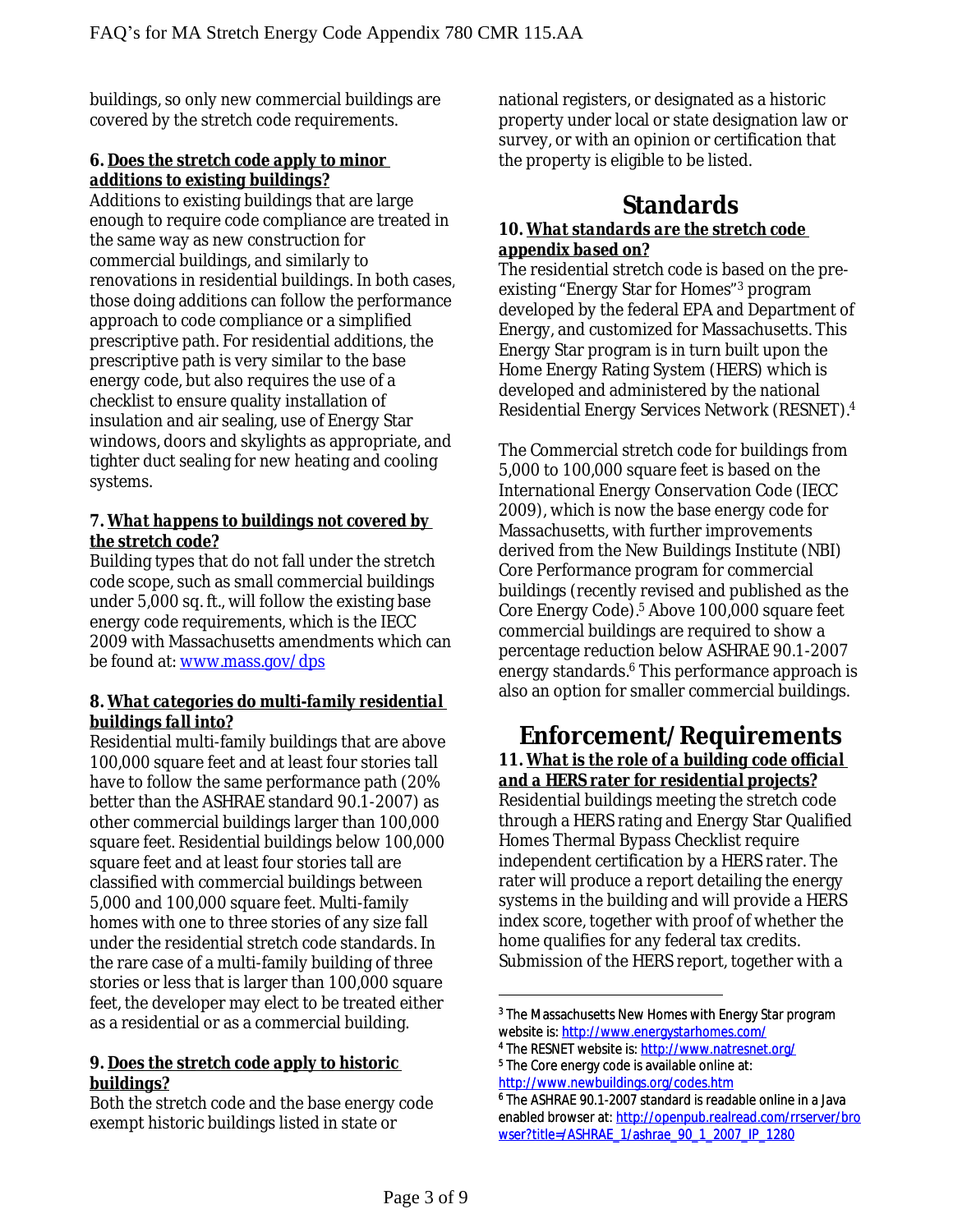buildings, so only new commercial buildings are covered by the stretch code requirements.

**6. *Does the stretch code apply to minor additions to existing buildings?***

Additions to existing buildings that are large enough to require code compliance are treated in the same way as new construction for commercial buildings, and similarly to renovations in residential buildings. In both cases, those doing additions can follow the performance approach to code compliance or a simplified prescriptive path. For residential additions, the prescriptive path is very similar to the base energy code, but also requires the use of a checklist to ensure quality installation of insulation and air sealing, use of Energy Star windows, doors and skylights as appropriate, and tighter duct sealing for new heating and cooling systems.

**7. *What happens to buildings not covered by the stretch code?***

Building types that do not fall under the stretch code scope, such as small commercial buildings under 5,000 sq. ft., will follow the existing base energy code requirements, which is the IECC 2009 with Massachusetts amendments which can be found at: [www.mass.gov/dps](http://www.mass.gov/dps)

**8. *What categories do multi-family residential buildings fall into?***

Residential multi-family buildings that are above 100,000 square feet and at least four stories tall have to follow the same performance path (20% better than the ASHRAE standard 90.1-2007) as other commercial buildings larger than 100,000 square feet. Residential buildings below 100,000 square feet and at least four stories tall are classified with commercial buildings between 5,000 and 100,000 square feet. Multi-family homes with one to three stories of any size fall under the residential stretch code standards. In the rare case of a multi-family building of three stories or less that is larger than 100,000 square feet, the developer may elect to be treated either as a residential or as a commercial building.

**9. *Does the stretch code apply to historic buildings?***

Both the stretch code and the base energy code exempt historic buildings listed in state or national registers, or designated as a historic property under local or state designation law or survey, or with an opinion or certification that the property is eligible to be listed.

# Standards

**10. *What standards are the stretch code appendix based on?***

The residential stretch code is based on the pre-existing "Energy Star for Homes"[3] program developed by the federal EPA and Department of Energy, and customized for Massachusetts. This Energy Star program is in turn built upon the Home Energy Rating System (HERS) which is developed and administered by the national Residential Energy Services Network (RESNET).[4]

The Commercial stretch code for buildings from 5,000 to 100,000 square feet is based on the International Energy Conservation Code (IECC 2009), which is now the base energy code for Massachusetts, with further improvements derived from the New Buildings Institute (NBI) Core Performance program for commercial buildings (recently revised and published as the Core Energy Code).[5] Above 100,000 square feet commercial buildings are required to show a percentage reduction below ASHRAE 90.1-2007 energy standards.[6] This performance approach is also an option for smaller commercial buildings.

# Enforcement/Requirements

**11. *What is the role of a building code official and a HERS rater for residential projects?***

Residential buildings meeting the stretch code through a HERS rating and Energy Star Qualified Homes Thermal Bypass Checklist require independent certification by a HERS rater. The rater will produce a report detailing the energy systems in the building and will provide a HERS index score, together with proof of whether the home qualifies for any federal tax credits. Submission of the HERS report, together with a

---

[3] The Massachusetts New Homes with Energy Star program website is: [http://www.energystarhomes.com/](http://www.energystarhomes.com/)

[4] The RESNET website is: [http://www.natresnet.org/](http://www.natresnet.org/)

[5] The Core energy code is available online at: [http://www.newbuildings.org/codes.htm](http://www.newbuildings.org/codes.htm)

[6] The ASHRAE 90.1-2007 standard is readable online in a Java enabled browser at: [http://openpub.realread.com/rrserver/browser?title=/ASHRAE_1/ashrae_90_1_2007_IP_1280](http://openpub.realread.com/rrserver/browser?title=/ASHRAE_1/ashrae_90_1_2007_IP_1280)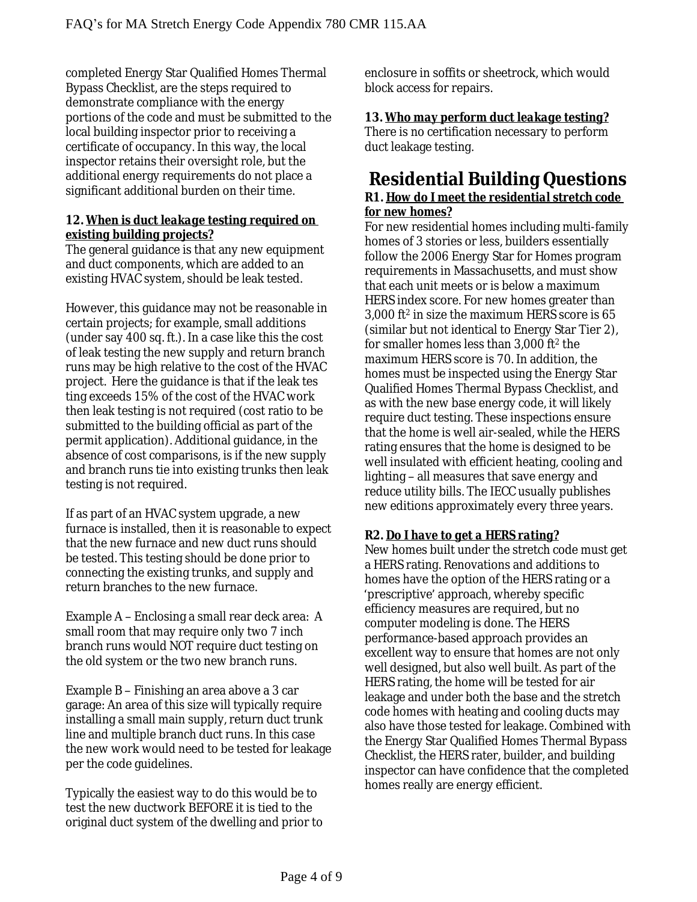completed Energy Star Qualified Homes Thermal Bypass Checklist, are the steps required to demonstrate compliance with the energy portions of the code and must be submitted to the local building inspector prior to receiving a certificate of occupancy. In this way, the local inspector retains their oversight role, but the additional energy requirements do not place a significant additional burden on their time.

**12. When is duct leakage testing required on existing building projects?**

The general guidance is that any new equipment and duct components, which are added to an existing HVAC system, should be leak tested.

However, this guidance may not be reasonable in certain projects; for example, small additions (under say 400 sq. ft.). In a case like this the cost of leak testing the new supply and return branch runs may be high relative to the cost of the HVAC project. Here the guidance is that if the leak tes ting exceeds 15% of the cost of the HVAC work then leak testing is not required (cost ratio to be submitted to the building official as part of the permit application). Additional guidance, in the absence of cost comparisons, is if the new supply and branch runs tie into existing trunks then leak testing is not required.

If as part of an HVAC system upgrade, a new furnace is installed, then it is reasonable to expect that the new furnace and new duct runs should be tested. This testing should be done prior to connecting the existing trunks, and supply and return branches to the new furnace.

Example A – Enclosing a small rear deck area: A small room that may require only two 7 inch branch runs would NOT require duct testing on the old system or the two new branch runs.

Example B – Finishing an area above a 3 car garage: An area of this size will typically require installing a small main supply, return duct trunk line and multiple branch duct runs. In this case the new work would need to be tested for leakage per the code guidelines.

Typically the easiest way to do this would be to test the new ductwork BEFORE it is tied to the original duct system of the dwelling and prior to enclosure in soffits or sheetrock, which would block access for repairs.

**13. Who may perform duct leakage testing?**

There is no certification necessary to perform duct leakage testing.

## Residential Building Questions

**R1. How do I meet the residential stretch code for new homes?**

For new residential homes including multi-family homes of 3 stories or less, builders essentially follow the 2006 Energy Star for Homes program requirements in Massachusetts, and must show that each unit meets or is below a maximum HERS index score. For new homes greater than 3,000 $ft^2$ in size the maximum HERS score is 65 (similar but not identical to Energy Star Tier 2), for smaller homes less than 3,000 $ft^2$ the maximum HERS score is 70. In addition, the homes must be inspected using the Energy Star Qualified Homes Thermal Bypass Checklist, and as with the new base energy code, it will likely require duct testing. These inspections ensure that the home is well air-sealed, while the HERS rating ensures that the home is designed to be well insulated with efficient heating, cooling and lighting – all measures that save energy and reduce utility bills. The IECC usually publishes new editions approximately every three years.

**R2. Do I have to get a HERS rating?**

New homes built under the stretch code must get a HERS rating. Renovations and additions to homes have the option of the HERS rating or a 'prescriptive' approach, whereby specific efficiency measures are required, but no computer modeling is done. The HERS performance-based approach provides an excellent way to ensure that homes are not only well designed, but also well built. As part of the HERS rating, the home will be tested for air leakage and under both the base and the stretch code homes with heating and cooling ducts may also have those tested for leakage. Combined with the Energy Star Qualified Homes Thermal Bypass Checklist, the HERS rater, builder, and building inspector can have confidence that the completed homes really are energy efficient.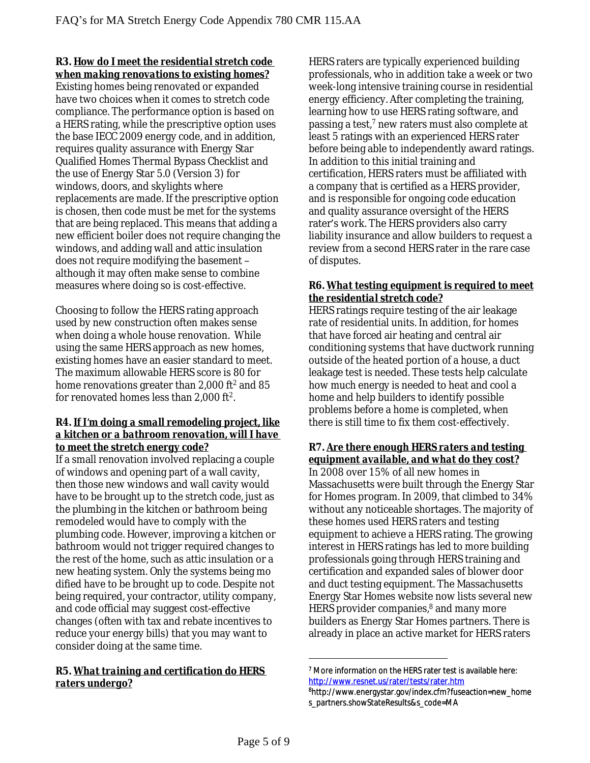**R3. *How do I meet the residential stretch code when making renovations to existing homes?***

Existing homes being renovated or expanded have two choices when it comes to stretch code compliance. The performance option is based on a HERS rating, while the prescriptive option uses the base IECC 2009 energy code, and in addition, requires quality assurance with Energy Star Qualified Homes Thermal Bypass Checklist and the use of Energy Star 5.0 (Version 3) for windows, doors, and skylights where replacements are made. If the prescriptive option is chosen, then code must be met for the systems that are being replaced. This means that adding a new efficient boiler does not require changing the windows, and adding wall and attic insulation does not require modifying the basement – although it may often make sense to combine measures where doing so is cost-effective.

Choosing to follow the HERS rating approach used by new construction often makes sense when doing a whole house renovation. While using the same HERS approach as new homes, existing homes have an easier standard to meet. The maximum allowable HERS score is 80 for home renovations greater than 2,000 $ft^2$ and 85 for renovated homes less than 2,000 $ft^2$.

**R4. *If I'm doing a small remodeling project, like a kitchen or a bathroom renovation, will I have to meet the stretch energy code?***

If a small renovation involved replacing a couple of windows and opening part of a wall cavity, then those new windows and wall cavity would have to be brought up to the stretch code, just as the plumbing in the kitchen or bathroom being remodeled would have to comply with the plumbing code. However, improving a kitchen or bathroom would not trigger required changes to the rest of the home, such as attic insulation or a new heating system. Only the systems being modified have to be brought up to code. Despite not being required, your contractor, utility company, and code official may suggest cost-effective changes (often with tax and rebate incentives to reduce your energy bills) that you may want to consider doing at the same time.

**R5. *What training and certification do HERS raters undergo?***

HERS raters are typically experienced building professionals, who in addition take a week or two week-long intensive training course in residential energy efficiency. After completing the training, learning how to use HERS rating software, and passing a test,[7] new raters must also complete at least 5 ratings with an experienced HERS rater before being able to independently award ratings. In addition to this initial training and certification, HERS raters must be affiliated with a company that is certified as a HERS provider, and is responsible for ongoing code education and quality assurance oversight of the HERS rater's work. The HERS providers also carry liability insurance and allow builders to request a review from a second HERS rater in the rare case of disputes.

**R6. *What testing equipment is required to meet the residential stretch code?***

HERS ratings require testing of the air leakage rate of residential units. In addition, for homes that have forced air heating and central air conditioning systems that have ductwork running outside of the heated portion of a house, a duct leakage test is needed. These tests help calculate how much energy is needed to heat and cool a home and help builders to identify possible problems before a home is completed, when there is still time to fix them cost-effectively.

**R7. *Are there enough HERS raters and testing equipment available, and what do they cost?***

In 2008 over 15% of all new homes in Massachusetts were built through the Energy Star for Homes program. In 2009, that climbed to 34% without any noticeable shortages. The majority of these homes used HERS raters and testing equipment to achieve a HERS rating. The growing interest in HERS ratings has led to more building professionals going through HERS training and certification and expanded sales of blower door and duct testing equipment. The Massachusetts Energy Star Homes website now lists several new HERS provider companies,[8] and many more builders as Energy Star Homes partners. There is already in place an active market for HERS raters

---

[7] More information on the HERS rater test is available here: http://www.resnet.us/rater/tests/rater.htm

[8] http://www.energystar.gov/index.cfm?fuseaction=new_homes_partners.showStateResults&s_code=MA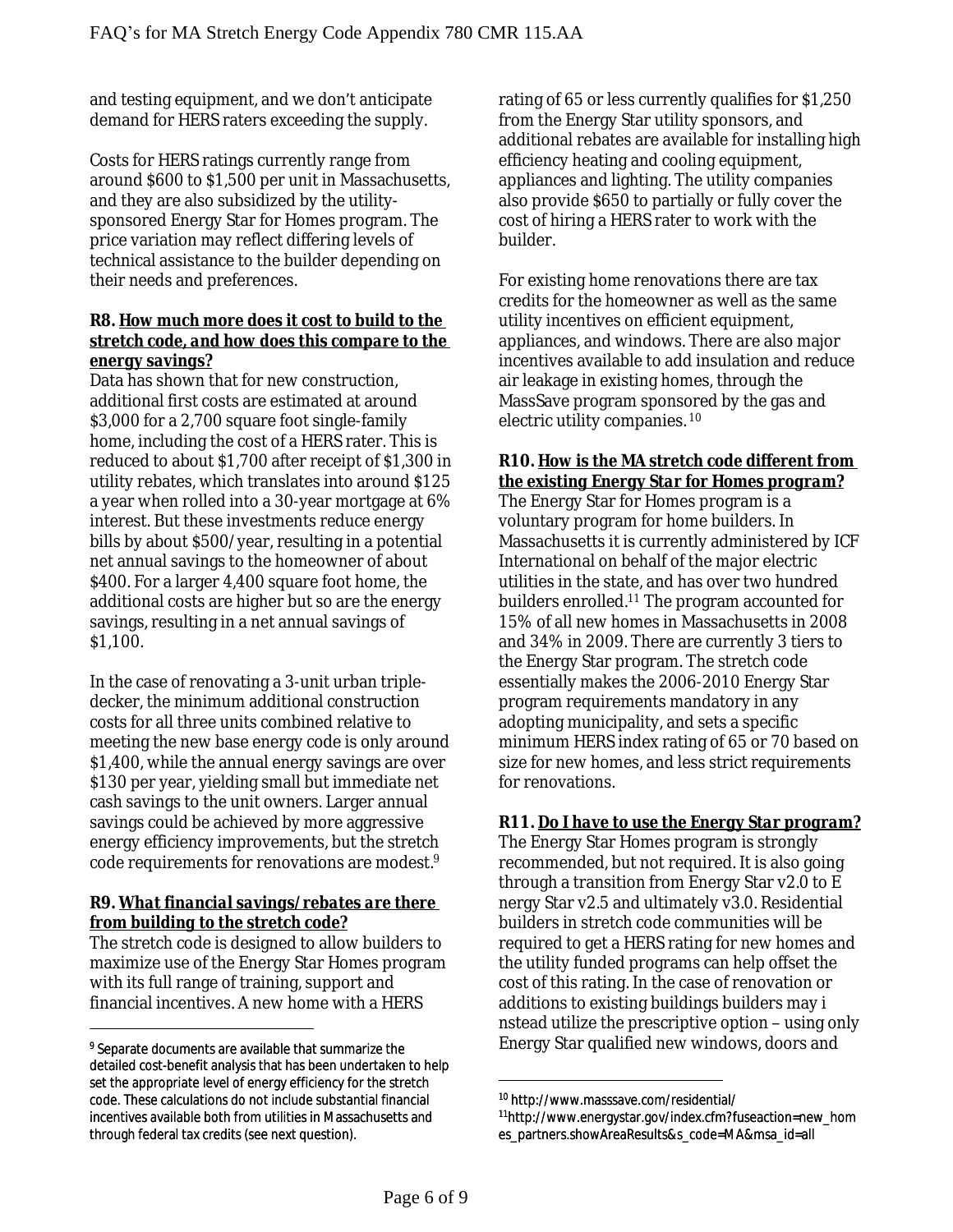and testing equipment, and we don't anticipate demand for HERS raters exceeding the supply.

Costs for HERS ratings currently range from around $600 to $1,500 per unit in Massachusetts, and they are also subsidized by the utility-sponsored Energy Star for Homes program. The price variation may reflect differing levels of technical assistance to the builder depending on their needs and preferences.

**R8. How much more does it cost to build to the stretch code, and how does this compare to the energy savings?**

Data has shown that for new construction, additional first costs are estimated at around $3,000 for a 2,700 square foot single-family home, including the cost of a HERS rater. This is reduced to about $1,700 after receipt of $1,300 in utility rebates, which translates into around $125 a year when rolled into a 30-year mortgage at 6% interest. But these investments reduce energy bills by about $500/year, resulting in a potential net annual savings to the homeowner of about $400. For a larger 4,400 square foot home, the additional costs are higher but so are the energy savings, resulting in a net annual savings of $1,100.

In the case of renovating a 3-unit urban triple-decker, the minimum additional construction costs for all three units combined relative to meeting the new base energy code is only around $1,400, while the annual energy savings are over $130 per year, yielding small but immediate net cash savings to the unit owners. Larger annual savings could be achieved by more aggressive energy efficiency improvements, but the stretch code requirements for renovations are modest.[9]

**R9. What financial savings/rebates are there from building to the stretch code?**

The stretch code is designed to allow builders to maximize use of the Energy Star Homes program with its full range of training, support and financial incentives. A new home with a HERS rating of 65 or less currently qualifies for $1,250 from the Energy Star utility sponsors, and additional rebates are available for installing high efficiency heating and cooling equipment, appliances and lighting. The utility companies also provide $650 to partially or fully cover the cost of hiring a HERS rater to work with the builder.

For existing home renovations there are tax credits for the homeowner as well as the same utility incentives on efficient equipment, appliances, and windows. There are also major incentives available to add insulation and reduce air leakage in existing homes, through the MassSave program sponsored by the gas and electric utility companies.[10]

**R10. How is the MA stretch code different from the existing Energy Star for Homes program?**

The Energy Star for Homes program is a voluntary program for home builders. In Massachusetts it is currently administered by ICF International on behalf of the major electric utilities in the state, and has over two hundred builders enrolled.[11] The program accounted for 15% of all new homes in Massachusetts in 2008 and 34% in 2009. There are currently 3 tiers to the Energy Star program. The stretch code essentially makes the 2006-2010 Energy Star program requirements mandatory in any adopting municipality, and sets a specific minimum HERS index rating of 65 or 70 based on size for new homes, and less strict requirements for renovations.

**R11. Do I have to use the Energy Star program?**

The Energy Star Homes program is strongly recommended, but not required. It is also going through a transition from Energy Star v2.0 to Energy Star v2.5 and ultimately v3.0. Residential builders in stretch code communities will be required to get a HERS rating for new homes and the utility funded programs can help offset the cost of this rating. In the case of renovation or additions to existing buildings builders may instead utilize the prescriptive option – using only Energy Star qualified new windows, doors and

---

[9] Separate documents are available that summarize the detailed cost-benefit analysis that has been undertaken to help set the appropriate level of energy efficiency for the stretch code. These calculations do not include substantial financial incentives available both from utilities in Massachusetts and through federal tax credits (see next question).

[10] http://www.masssave.com/residential/

[11] http://www.energystar.gov/index.cfm?fuseaction=new_homes_partners.showAreaResults&s_code=MA&msa_id=all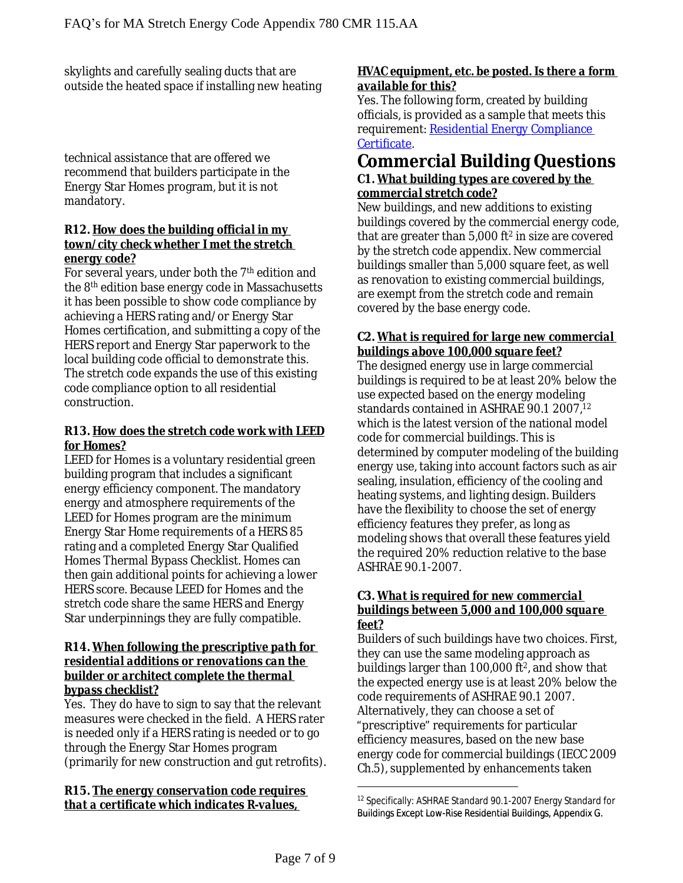skylights and carefully sealing ducts that are outside the heated space if installing new heating

technical assistance that are offered we recommend that builders participate in the Energy Star Homes program, but it is not mandatory.

**R12. *How does the building official in my town/city check whether I met the stretch energy code?***

For several years, under both the 7th edition and the 8th edition base energy code in Massachusetts it has been possible to show code compliance by achieving a HERS rating and/or Energy Star Homes certification, and submitting a copy of the HERS report and Energy Star paperwork to the local building code official to demonstrate this. The stretch code expands the use of this existing code compliance option to all residential construction.

**R13. *How does the stretch code work with LEED for Homes?***

LEED for Homes is a voluntary residential green building program that includes a significant energy efficiency component. The mandatory energy and atmosphere requirements of the LEED for Homes program are the minimum Energy Star Home requirements of a HERS 85 rating and a completed Energy Star Qualified Homes Thermal Bypass Checklist. Homes can then gain additional points for achieving a lower HERS score. Because LEED for Homes and the stretch code share the same HERS and Energy Star underpinnings they are fully compatible.

**R14. *When following the prescriptive path for residential additions or renovations can the builder or architect complete the thermal bypass checklist?***

Yes. They do have to sign to say that the relevant measures were checked in the field. A HERS rater is needed only if a HERS rating is needed or to go through the Energy Star Homes program (primarily for new construction and gut retrofits).

**R15. *The energy conservation code requires that a certificate which indicates R-values, HVAC equipment, etc. be posted. Is there a form available for this?***

Yes. The following form, created by building officials, is provided as a sample that meets this requirement: [Residential Energy Compliance Certificate](#).

# Commercial Building Questions

**C1. *What building types are covered by the commercial stretch code?***

New buildings, and new additions to existing buildings covered by the commercial energy code, that are greater than 5,000 $ft^2$ in size are covered by the stretch code appendix. New commercial buildings smaller than 5,000 square feet, as well as renovation to existing commercial buildings, are exempt from the stretch code and remain covered by the base energy code.

**C2. *What is required for large new commercial buildings above 100,000 square feet?***

The designed energy use in large commercial buildings is required to be at least 20% below the use expected based on the energy modeling standards contained in ASHRAE 90.1 2007,[12] which is the latest version of the national model code for commercial buildings. This is determined by computer modeling of the building energy use, taking into account factors such as air sealing, insulation, efficiency of the cooling and heating systems, and lighting design. Builders have the flexibility to choose the set of energy efficiency features they prefer, as long as modeling shows that overall these features yield the required 20% reduction relative to the base ASHRAE 90.1-2007.

**C3. *What is required for new commercial buildings between 5,000 and 100,000 square feet?***

Builders of such buildings have two choices. First, they can use the same modeling approach as buildings larger than 100,000 $ft^2$, and show that the expected energy use is at least 20% below the code requirements of ASHRAE 90.1 2007. Alternatively, they can choose a set of "prescriptive" requirements for particular efficiency measures, based on the new base energy code for commercial buildings (IECC 2009 Ch.5), supplemented by enhancements taken

[12] Specifically: ASHRAE Standard 90.1-2007 Energy Standard for Buildings Except Low-Rise Residential Buildings, Appendix G.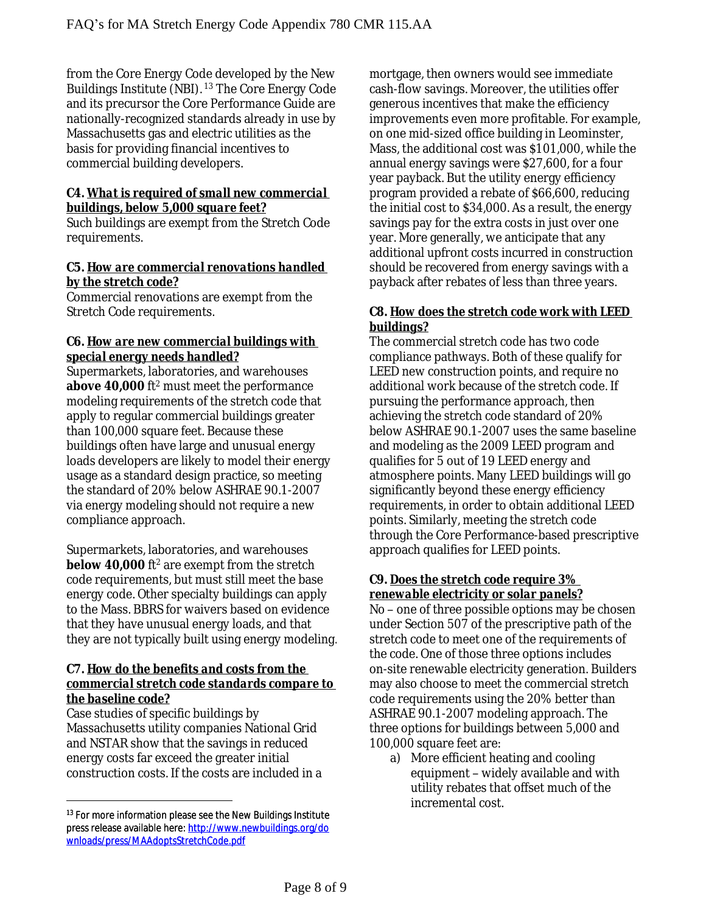from the Core Energy Code developed by the New Buildings Institute (NBI).[13] The Core Energy Code and its precursor the Core Performance Guide are nationally-recognized standards already in use by Massachusetts gas and electric utilities as the basis for providing financial incentives to commercial building developers.

**C4. *What is required of small new commercial buildings, below 5,000 square feet?***

Such buildings are exempt from the Stretch Code requirements.

**C5. *How are commercial renovations handled by the stretch code?***

Commercial renovations are exempt from the Stretch Code requirements.

**C6. *How are new commercial buildings with special energy needs handled?***

Supermarkets, laboratories, and warehouses **above 40,000** ft$^2$ must meet the performance modeling requirements of the stretch code that apply to regular commercial buildings greater than 100,000 square feet. Because these buildings often have large and unusual energy loads developers are likely to model their energy usage as a standard design practice, so meeting the standard of 20% below ASHRAE 90.1-2007 via energy modeling should not require a new compliance approach.

Supermarkets, laboratories, and warehouses **below 40,000** ft$^2$ are exempt from the stretch code requirements, but must still meet the base energy code. Other specialty buildings can apply to the Mass. BBRS for waivers based on evidence that they have unusual energy loads, and that they are not typically built using energy modeling.

**C7. *How do the benefits and costs from the commercial stretch code standards compare to the baseline code?***

Case studies of specific buildings by Massachusetts utility companies National Grid and NSTAR show that the savings in reduced energy costs far exceed the greater initial construction costs. If the costs are included in a mortgage, then owners would see immediate cash-flow savings. Moreover, the utilities offer generous incentives that make the efficiency improvements even more profitable. For example, on one mid-sized office building in Leominster, Mass, the additional cost was $101,000, while the annual energy savings were $27,600, for a four year payback. But the utility energy efficiency program provided a rebate of $66,600, reducing the initial cost to $34,000. As a result, the energy savings pay for the extra costs in just over one year. More generally, we anticipate that any additional upfront costs incurred in construction should be recovered from energy savings with a payback after rebates of less than three years.

**C8. How does the stretch code work with LEED buildings?**

The commercial stretch code has two code compliance pathways. Both of these qualify for LEED new construction points, and require no additional work because of the stretch code. If pursuing the performance approach, then achieving the stretch code standard of 20% below ASHRAE 90.1-2007 uses the same baseline and modeling as the 2009 LEED program and qualifies for 5 out of 19 LEED energy and atmosphere points. Many LEED buildings will go significantly beyond these energy efficiency requirements, in order to obtain additional LEED points. Similarly, meeting the stretch code through the Core Performance-based prescriptive approach qualifies for LEED points.

**C9. *Does the stretch code require 3% renewable electricity or solar panels?***

No – one of three possible options may be chosen under Section 507 of the prescriptive path of the stretch code to meet one of the requirements of the code. One of those three options includes on-site renewable electricity generation. Builders may also choose to meet the commercial stretch code requirements using the 20% better than ASHRAE 90.1-2007 modeling approach. The three options for buildings between 5,000 and 100,000 square feet are:

a) More efficient heating and cooling equipment – widely available and with utility rebates that offset much of the incremental cost.

[13] For more information please see the New Buildings Institute press release available here: http://www.newbuildings.org/downloads/press/MAAdoptsStretchCode.pdf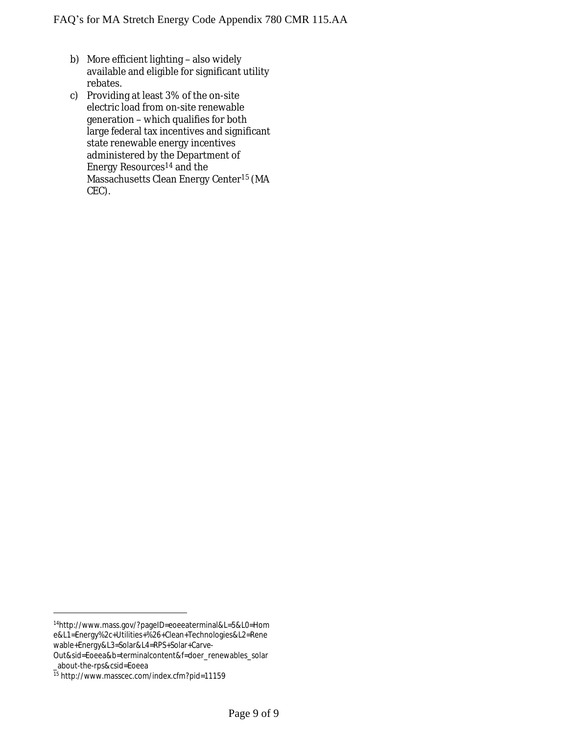b) More efficient lighting – also widely available and eligible for significant utility rebates.
c) Providing at least 3% of the on-site electric load from on-site renewable generation – which qualifies for both large federal tax incentives and significant state renewable energy incentives administered by the Department of Energy Resources[14] and the Massachusetts Clean Energy Center[15] (MA CEC).

---

[14] http://www.mass.gov/?pageID=eoeeaterminal&L=5&L0=Home&L1=Energy%2c+Utilities+%26+Clean+Technologies&L2=Renewable+Energy&L3=Solar&L4=RPS+Solar+Carve-Out&sid=Eoeea&b=terminalcontent&f=doer_renewables_solar_about-the-rps&csid=Eoeea

[15] http://www.masscec.com/index.cfm?pid=11159